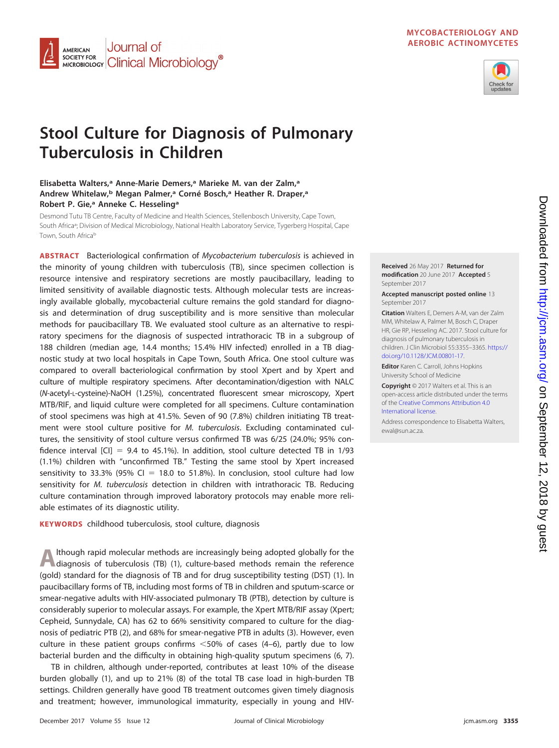MYCOBACTERIOLOGY AND AEROBIC ACTINOMYCETES

# Stool Culture for Diagnosis of Pulmonary Tuberculosis in Children

**Elisabetta Walters,[a] Anne-Marie Demers,[a] Marieke M. van der Zalm,[a] Andrew Whitelaw,[b] Megan Palmer,[a] Corné Bosch,[a] Heather R. Draper,[a] Robert P. Gie,[a] Anneke C. Hesseling[a]**

Desmond Tutu TB Centre, Faculty of Medicine and Health Sciences, Stellenbosch University, Cape Town, South Africa[a]; Division of Medical Microbiology, National Health Laboratory Service, Tygerberg Hospital, Cape Town, South Africa[b]

**ABSTRACT** Bacteriological confirmation of *Mycobacterium tuberculosis* is achieved in the minority of young children with tuberculosis (TB), since specimen collection is resource intensive and respiratory secretions are mostly paucibacillary, leading to limited sensitivity of available diagnostic tests. Although molecular tests are increasingly available globally, mycobacterial culture remains the gold standard for diagnosis and determination of drug susceptibility and is more sensitive than molecular methods for paucibacillary TB. We evaluated stool culture as an alternative to respiratory specimens for the diagnosis of suspected intrathoracic TB in a subgroup of 188 children (median age, 14.4 months; 15.4% HIV infected) enrolled in a TB diagnostic study at two local hospitals in Cape Town, South Africa. One stool culture was compared to overall bacteriological confirmation by stool Xpert and by Xpert and culture of multiple respiratory specimens. After decontamination/digestion with NALC (*N*-acetyl-L-cysteine)-NaOH (1.25%), concentrated fluorescent smear microscopy, Xpert MTB/RIF, and liquid culture were completed for all specimens. Culture contamination of stool specimens was high at 41.5%. Seven of 90 (7.8%) children initiating TB treatment were stool culture positive for *M. tuberculosis*. Excluding contaminated cultures, the sensitivity of stool culture versus confirmed TB was 6/25 (24.0%; 95% confidence interval [CI] = 9.4 to 45.1%). In addition, stool culture detected TB in 1/93 (1.1%) children with "unconfirmed TB." Testing the same stool by Xpert increased sensitivity to 33.3% (95% CI = 18.0 to 51.8%). In conclusion, stool culture had low sensitivity for *M. tuberculosis* detection in children with intrathoracic TB. Reducing culture contamination through improved laboratory protocols may enable more reliable estimates of its diagnostic utility.

**KEYWORDS** childhood tuberculosis, stool culture, diagnosis

**Received** 26 May 2017 **Returned for modification** 20 June 2017 **Accepted** 5 September 2017

**Accepted manuscript posted online** 13 September 2017

**Citation** Walters E, Demers A-M, van der Zalm MM, Whitelaw A, Palmer M, Bosch C, Draper HR, Gie RP, Hesseling AC. 2017. Stool culture for diagnosis of pulmonary tuberculosis in children. J Clin Microbiol 55:3355–3365. https://doi.org/10.1128/JCM.00801-17.

**Editor** Karen C. Carroll, Johns Hopkins University School of Medicine

**Copyright** © 2017 Walters et al. This is an open-access article distributed under the terms of the Creative Commons Attribution 4.0 International license.

Address correspondence to Elisabetta Walters, ewal@sun.ac.za.

Although rapid molecular methods are increasingly being adopted globally for the diagnosis of tuberculosis (TB) (1), culture-based methods remain the reference (gold) standard for the diagnosis of TB and for drug susceptibility testing (DST) (1). In paucibacillary forms of TB, including most forms of TB in children and sputum-scarce or smear-negative adults with HIV-associated pulmonary TB (PTB), detection by culture is considerably superior to molecular assays. For example, the Xpert MTB/RIF assay (Xpert; Cepheid, Sunnydale, CA) has 62 to 66% sensitivity compared to culture for the diagnosis of pediatric PTB (2), and 68% for smear-negative PTB in adults (3). However, even culture in these patient groups confirms <50% of cases (4–6), partly due to low bacterial burden and the difficulty in obtaining high-quality sputum specimens (6, 7).

TB in children, although under-reported, contributes at least 10% of the disease burden globally (1), and up to 21% (8) of the total TB case load in high-burden TB settings. Children generally have good TB treatment outcomes given timely diagnosis and treatment; however, immunological immaturity, especially in young and HIV-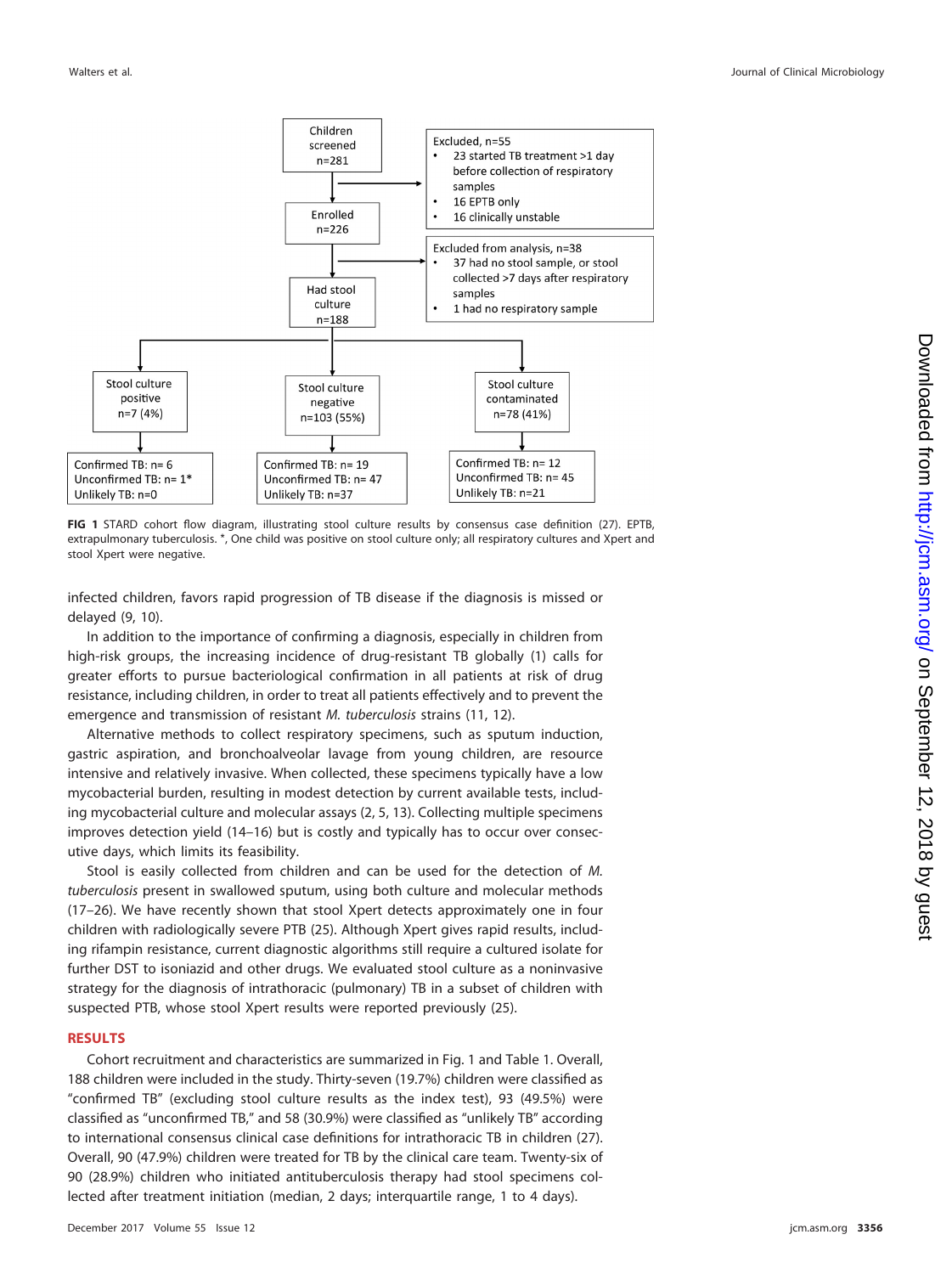Children screened n=281

Excluded, n=55
- 23 started TB treatment >1 day before collection of respiratory samples
- 16 EPTB only
- 16 clinically unstable

Enrolled n=226

Excluded from analysis, n=38
- 37 had no stool sample, or stool collected >7 days after respiratory samples
- 1 had no respiratory sample

Had stool culture n=188

Stool culture positive n=7 (4%)

Stool culture negative n=103 (55%)

Stool culture contaminated n=78 (41%)

Confirmed TB: n= 6
Unconfirmed TB: n= 1*
Unlikely TB: n=0

Confirmed TB: n= 19
Unconfirmed TB: n= 47
Unlikely TB: n=37

Confirmed TB: n= 12
Unconfirmed TB: n= 45
Unlikely TB: n=21

**FIG 1** STARD cohort flow diagram, illustrating stool culture results by consensus case definition (27). EPTB, extrapulmonary tuberculosis. *, One child was positive on stool culture only; all respiratory cultures and Xpert and stool Xpert were negative.

infected children, favors rapid progression of TB disease if the diagnosis is missed or delayed (9, 10).

In addition to the importance of confirming a diagnosis, especially in children from high-risk groups, the increasing incidence of drug-resistant TB globally (1) calls for greater efforts to pursue bacteriological confirmation in all patients at risk of drug resistance, including children, in order to treat all patients effectively and to prevent the emergence and transmission of resistant *M. tuberculosis* strains (11, 12).

Alternative methods to collect respiratory specimens, such as sputum induction, gastric aspiration, and bronchoalveolar lavage from young children, are resource intensive and relatively invasive. When collected, these specimens typically have a low mycobacterial burden, resulting in modest detection by current available tests, including mycobacterial culture and molecular assays (2, 5, 13). Collecting multiple specimens improves detection yield (14–16) but is costly and typically has to occur over consecutive days, which limits its feasibility.

Stool is easily collected from children and can be used for the detection of *M. tuberculosis* present in swallowed sputum, using both culture and molecular methods (17–26). We have recently shown that stool Xpert detects approximately one in four children with radiologically severe PTB (25). Although Xpert gives rapid results, including rifampin resistance, current diagnostic algorithms still require a cultured isolate for further DST to isoniazid and other drugs. We evaluated stool culture as a noninvasive strategy for the diagnosis of intrathoracic (pulmonary) TB in a subset of children with suspected PTB, whose stool Xpert results were reported previously (25).

## RESULTS

Cohort recruitment and characteristics are summarized in Fig. 1 and Table 1. Overall, 188 children were included in the study. Thirty-seven (19.7%) children were classified as "confirmed TB" (excluding stool culture results as the index test), 93 (49.5%) were classified as "unconfirmed TB," and 58 (30.9%) were classified as "unlikely TB" according to international consensus clinical case definitions for intrathoracic TB in children (27). Overall, 90 (47.9%) children were treated for TB by the clinical care team. Twenty-six of 90 (28.9%) children who initiated antituberculosis therapy had stool specimens collected after treatment initiation (median, 2 days; interquartile range, 1 to 4 days).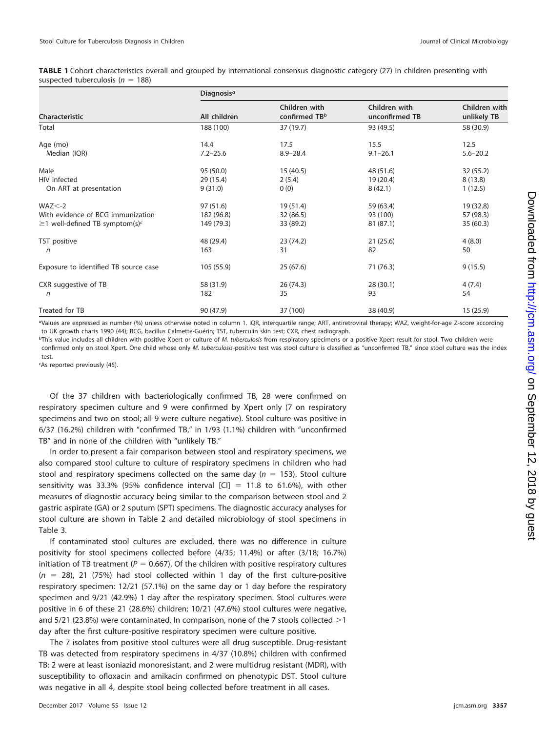**TABLE 1** Cohort characteristics overall and grouped by international consensus diagnostic category (27) in children presenting with suspected tuberculosis ($n = 188$)

| Characteristic | Diagnosis[a] | | | |
|---|---|---|---|---|
| | All children | Children with confirmed TB[b] | Children with unconfirmed TB | Children with unlikely TB |
| Total | 188 (100) | 37 (19.7) | 93 (49.5) | 58 (30.9) |
| Age (mo) | 14.4 | 17.5 | 15.5 | 12.5 |
| Median (IQR) | 7.2–25.6 | 8.9–28.4 | 9.1–26.1 | 5.6–20.2 |
| Male | 95 (50.0) | 15 (40.5) | 48 (51.6) | 32 (55.2) |
| HIV infected | 29 (15.4) | 2 (5.4) | 19 (20.4) | 8 (13.8) |
| On ART at presentation | 9 (31.0) | 0 (0) | 8 (42.1) | 1 (12.5) |
| WAZ<-2 | 97 (51.6) | 19 (51.4) | 59 (63.4) | 19 (32.8) |
| With evidence of BCG immunization | 182 (96.8) | 32 (86.5) | 93 (100) | 57 (98.3) |
| ≥1 well-defined TB symptom(s)[c] | 149 (79.3) | 33 (89.2) | 81 (87.1) | 35 (60.3) |
| TST positive | 48 (29.4) | 23 (74.2) | 21 (25.6) | 4 (8.0) |
| *n* | 163 | 31 | 82 | 50 |
| Exposure to identified TB source case | 105 (55.9) | 25 (67.6) | 71 (76.3) | 9 (15.5) |
| CXR suggestive of TB | 58 (31.9) | 26 (74.3) | 28 (30.1) | 4 (7.4) |
| *n* | 182 | 35 | 93 | 54 |
| Treated for TB | 90 (47.9) | 37 (100) | 38 (40.9) | 15 (25.9) |

[a]Values are expressed as number (%) unless otherwise noted in column 1. IQR, interquartile range; ART, antiretroviral therapy; WAZ, weight-for-age Z-score according to UK growth charts 1990 (44); BCG, bacillus Calmette-Guérin; TST, tuberculin skin test; CXR, chest radiograph.

[b]This value includes all children with positive Xpert or culture of *M. tuberculosis* from respiratory specimens or a positive Xpert result for stool. Two children were confirmed only on stool Xpert. One child whose only *M. tuberculosis*-positive test was stool culture is classified as "unconfirmed TB," since stool culture was the index test.

[c]As reported previously (45).

Of the 37 children with bacteriologically confirmed TB, 28 were confirmed on respiratory specimen culture and 9 were confirmed by Xpert only (7 on respiratory specimens and two on stool; all 9 were culture negative). Stool culture was positive in 6/37 (16.2%) children with "confirmed TB," in 1/93 (1.1%) children with "unconfirmed TB" and in none of the children with "unlikely TB."

In order to present a fair comparison between stool and respiratory specimens, we also compared stool culture to culture of respiratory specimens in children who had stool and respiratory specimens collected on the same day ($n = 153$). Stool culture sensitivity was 33.3% (95% confidence interval [CI] = 11.8 to 61.6%), with other measures of diagnostic accuracy being similar to the comparison between stool and 2 gastric aspirate (GA) or 2 sputum (SPT) specimens. The diagnostic accuracy analyses for stool culture are shown in Table 2 and detailed microbiology of stool specimens in Table 3.

If contaminated stool cultures are excluded, there was no difference in culture positivity for stool specimens collected before (4/35; 11.4%) or after (3/18; 16.7%) initiation of TB treatment ($P = 0.667$). Of the children with positive respiratory cultures ($n = 28$), 21 (75%) had stool collected within 1 day of the first culture-positive respiratory specimen: 12/21 (57.1%) on the same day or 1 day before the respiratory specimen and 9/21 (42.9%) 1 day after the respiratory specimen. Stool cultures were positive in 6 of these 21 (28.6%) children; 10/21 (47.6%) stool cultures were negative, and 5/21 (23.8%) were contaminated. In comparison, none of the 7 stools collected >1 day after the first culture-positive respiratory specimen were culture positive.

The 7 isolates from positive stool cultures were all drug susceptible. Drug-resistant TB was detected from respiratory specimens in 4/37 (10.8%) children with confirmed TB: 2 were at least isoniazid monoresistant, and 2 were multidrug resistant (MDR), with susceptibility to ofloxacin and amikacin confirmed on phenotypic DST. Stool culture was negative in all 4, despite stool being collected before treatment in all cases.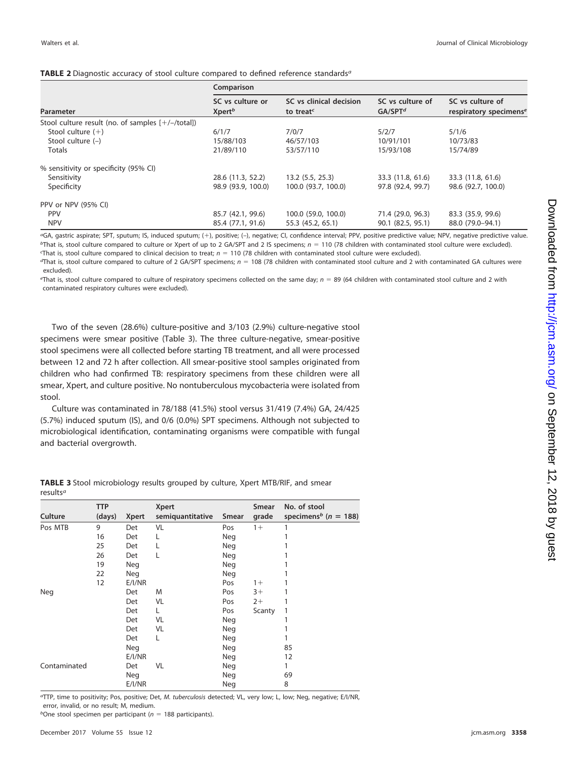**TABLE 2** Diagnostic accuracy of stool culture compared to defined reference standards[a]

| Parameter | Comparison | | | |
|---|---|---|---|---|
| | SC vs culture or Xpert[b] | SC vs clinical decision to treat[c] | SC vs culture of GA/SPT[d] | SC vs culture of respiratory specimens[e] |
| Stool culture result (no. of samples [+/–/total]) | | | | |
| Stool culture (+) | 6/1/7 | 7/0/7 | 5/2/7 | 5/1/6 |
| Stool culture (–) | 15/88/103 | 46/57/103 | 10/91/101 | 10/73/83 |
| Totals | 21/89/110 | 53/57/110 | 15/93/108 | 15/74/89 |
| % sensitivity or specificity (95% CI) | | | | |
| Sensitivity | 28.6 (11.3, 52.2) | 13.2 (5.5, 25.3) | 33.3 (11.8, 61.6) | 33.3 (11.8, 61.6) |
| Specificity | 98.9 (93.9, 100.0) | 100.0 (93.7, 100.0) | 97.8 (92.4, 99.7) | 98.6 (92.7, 100.0) |
| PPV or NPV (95% CI) | | | | |
| PPV | 85.7 (42.1, 99.6) | 100.0 (59.0, 100.0) | 71.4 (29.0, 96.3) | 83.3 (35.9, 99.6) |
| NPV | 85.4 (77.1, 91.6) | 55.3 (45.2, 65.1) | 90.1 (82.5, 95.1) | 88.0 (79.0–94.1) |

[a]GA, gastric aspirate; SPT, sputum; IS, induced sputum; (+), positive; (–), negative; CI, confidence interval; PPV, positive predictive value; NPV, negative predictive value.
[b]That is, stool culture compared to culture or Xpert of up to 2 GA/SPT and 2 IS specimens; $n = 110$ (78 children with contaminated stool culture were excluded).
[c]That is, stool culture compared to clinical decision to treat; $n = 110$ (78 children with contaminated stool culture were excluded).
[d]That is, stool culture compared to culture of 2 GA/SPT specimens; $n = 108$ (78 children with contaminated stool culture and 2 with contaminated GA cultures were excluded).
[e]That is, stool culture compared to culture of respiratory specimens collected on the same day; $n = 89$ (64 children with contaminated stool culture and 2 with contaminated respiratory cultures were excluded).

Two of the seven (28.6%) culture-positive and 3/103 (2.9%) culture-negative stool specimens were smear positive (Table 3). The three culture-negative, smear-positive stool specimens were all collected before starting TB treatment, and all were processed between 12 and 72 h after collection. All smear-positive stool samples originated from children who had confirmed TB: respiratory specimens from these children were all smear, Xpert, and culture positive. No nontuberculous mycobacteria were isolated from stool.

Culture was contaminated in 78/188 (41.5%) stool versus 31/419 (7.4%) GA, 24/425 (5.7%) induced sputum (IS), and 0/6 (0.0%) SPT specimens. Although not subjected to microbiological identification, contaminating organisms were compatible with fungal and bacterial overgrowth.

**TABLE 3** Stool microbiology results grouped by culture, Xpert MTB/RIF, and smear results[a]

| Culture | TTP (days) | Xpert | Xpert semiquantitative | Smear | Smear grade | No. of stool specimens[b] ($n = 188$) |
|---|---|---|---|---|---|---|
| Pos MTB | 9 | Det | VL | Pos | 1+ | 1 |
| | 16 | Det | L | Neg | | 1 |
| | 25 | Det | L | Neg | | 1 |
| | 26 | Det | L | Neg | | 1 |
| | 19 | Neg | | Neg | | 1 |
| | 22 | Neg | | Neg | | 1 |
| | 12 | E/I/NR | | Pos | 1+ | 1 |
| Neg | | Det | M | Pos | 3+ | 1 |
| | | Det | VL | Pos | 2+ | 1 |
| | | Det | L | Pos | Scanty | 1 |
| | | Det | VL | Neg | | 1 |
| | | Det | VL | Neg | | 1 |
| | | Det | L | Neg | | 1 |
| | | Neg | | Neg | | 85 |
| | | E/I/NR | | Neg | | 12 |
| Contaminated | | Det | VL | Neg | | 1 |
| | | Neg | | Neg | | 69 |
| | | E/I/NR | | Neg | | 8 |

[a]TTP, time to positivity; Pos, positive; Det, *M. tuberculosis* detected; VL, very low; L, low; Neg, negative; E/I/NR, error, invalid, or no result; M, medium.
[b]One stool specimen per participant ($n = 188$ participants).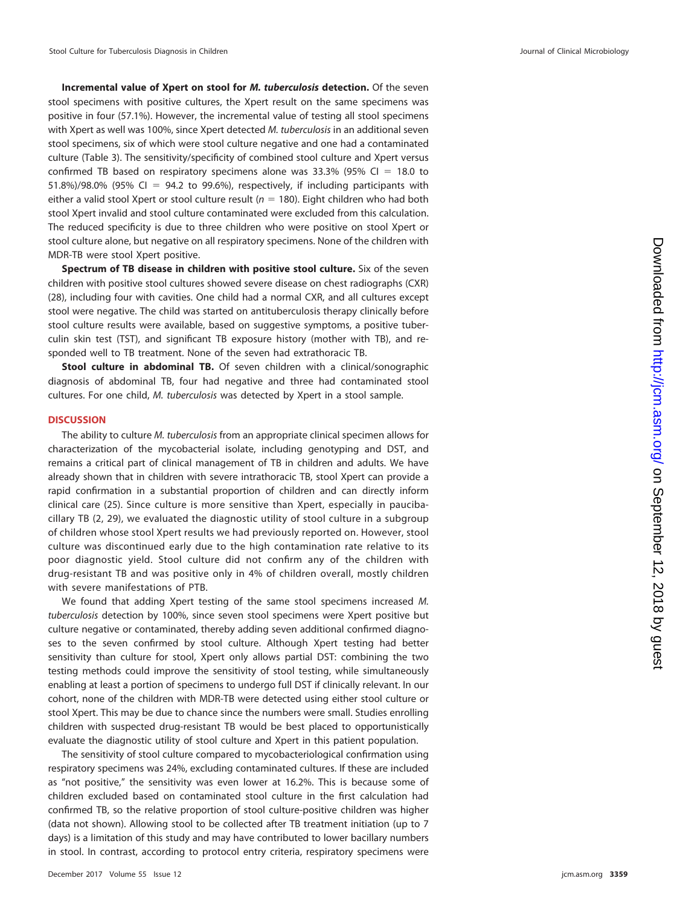**Incremental value of Xpert on stool for *M. tuberculosis* detection.** Of the seven stool specimens with positive cultures, the Xpert result on the same specimens was positive in four (57.1%). However, the incremental value of testing all stool specimens with Xpert as well was 100%, since Xpert detected *M. tuberculosis* in an additional seven stool specimens, six of which were stool culture negative and one had a contaminated culture (Table 3). The sensitivity/specificity of combined stool culture and Xpert versus confirmed TB based on respiratory specimens alone was 33.3% (95% CI = 18.0 to 51.8%)/98.0% (95% CI = 94.2 to 99.6%), respectively, if including participants with either a valid stool Xpert or stool culture result ($n = 180$). Eight children who had both stool Xpert invalid and stool culture contaminated were excluded from this calculation. The reduced specificity is due to three children who were positive on stool Xpert or stool culture alone, but negative on all respiratory specimens. None of the children with MDR-TB were stool Xpert positive.

**Spectrum of TB disease in children with positive stool culture.** Six of the seven children with positive stool cultures showed severe disease on chest radiographs (CXR) (28), including four with cavities. One child had a normal CXR, and all cultures except stool were negative. The child was started on antituberculosis therapy clinically before stool culture results were available, based on suggestive symptoms, a positive tuberculin skin test (TST), and significant TB exposure history (mother with TB), and responded well to TB treatment. None of the seven had extrathoracic TB.

**Stool culture in abdominal TB.** Of seven children with a clinical/sonographic diagnosis of abdominal TB, four had negative and three had contaminated stool cultures. For one child, *M. tuberculosis* was detected by Xpert in a stool sample.

## DISCUSSION

The ability to culture *M. tuberculosis* from an appropriate clinical specimen allows for characterization of the mycobacterial isolate, including genotyping and DST, and remains a critical part of clinical management of TB in children and adults. We have already shown that in children with severe intrathoracic TB, stool Xpert can provide a rapid confirmation in a substantial proportion of children and can directly inform clinical care (25). Since culture is more sensitive than Xpert, especially in paucibacillary TB (2, 29), we evaluated the diagnostic utility of stool culture in a subgroup of children whose stool Xpert results we had previously reported on. However, stool culture was discontinued early due to the high contamination rate relative to its poor diagnostic yield. Stool culture did not confirm any of the children with drug-resistant TB and was positive only in 4% of children overall, mostly children with severe manifestations of PTB.

We found that adding Xpert testing of the same stool specimens increased *M. tuberculosis* detection by 100%, since seven stool specimens were Xpert positive but culture negative or contaminated, thereby adding seven additional confirmed diagnoses to the seven confirmed by stool culture. Although Xpert testing had better sensitivity than culture for stool, Xpert only allows partial DST: combining the two testing methods could improve the sensitivity of stool testing, while simultaneously enabling at least a portion of specimens to undergo full DST if clinically relevant. In our cohort, none of the children with MDR-TB were detected using either stool culture or stool Xpert. This may be due to chance since the numbers were small. Studies enrolling children with suspected drug-resistant TB would be best placed to opportunistically evaluate the diagnostic utility of stool culture and Xpert in this patient population.

The sensitivity of stool culture compared to mycobacteriological confirmation using respiratory specimens was 24%, excluding contaminated cultures. If these are included as "not positive," the sensitivity was even lower at 16.2%. This is because some of children excluded based on contaminated stool culture in the first calculation had confirmed TB, so the relative proportion of stool culture-positive children was higher (data not shown). Allowing stool to be collected after TB treatment initiation (up to 7 days) is a limitation of this study and may have contributed to lower bacillary numbers in stool. In contrast, according to protocol entry criteria, respiratory specimens were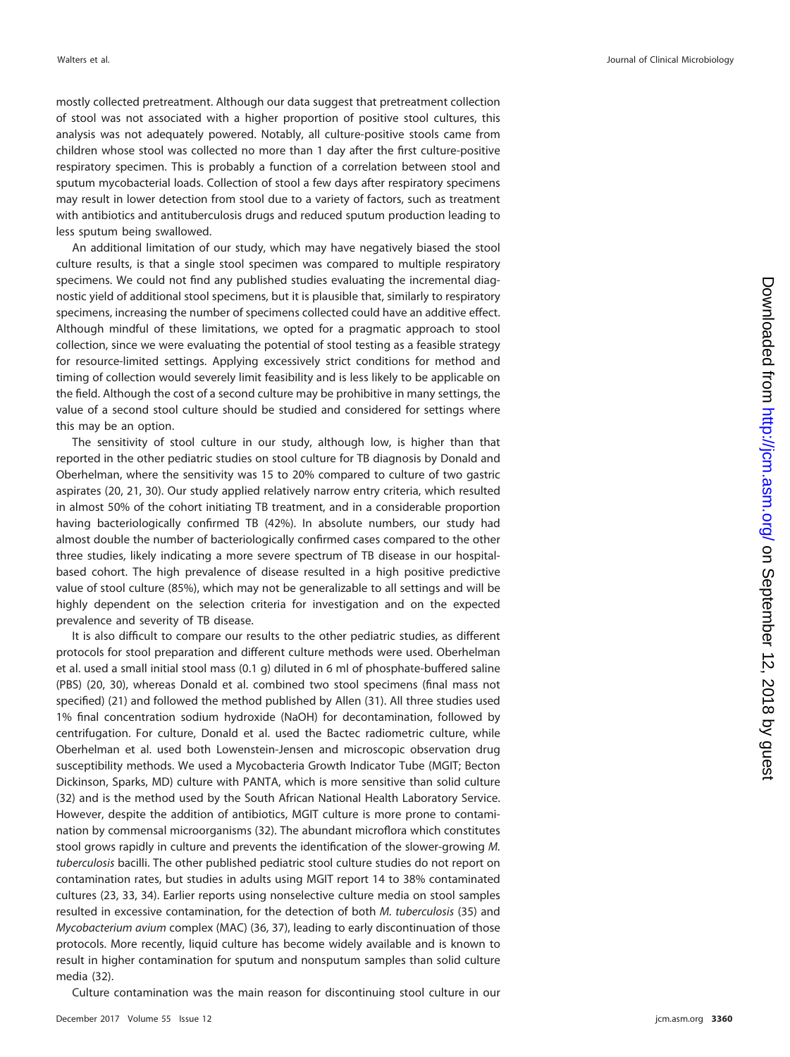mostly collected pretreatment. Although our data suggest that pretreatment collection of stool was not associated with a higher proportion of positive stool cultures, this analysis was not adequately powered. Notably, all culture-positive stools came from children whose stool was collected no more than 1 day after the first culture-positive respiratory specimen. This is probably a function of a correlation between stool and sputum mycobacterial loads. Collection of stool a few days after respiratory specimens may result in lower detection from stool due to a variety of factors, such as treatment with antibiotics and antituberculosis drugs and reduced sputum production leading to less sputum being swallowed.

An additional limitation of our study, which may have negatively biased the stool culture results, is that a single stool specimen was compared to multiple respiratory specimens. We could not find any published studies evaluating the incremental diagnostic yield of additional stool specimens, but it is plausible that, similarly to respiratory specimens, increasing the number of specimens collected could have an additive effect. Although mindful of these limitations, we opted for a pragmatic approach to stool collection, since we were evaluating the potential of stool testing as a feasible strategy for resource-limited settings. Applying excessively strict conditions for method and timing of collection would severely limit feasibility and is less likely to be applicable on the field. Although the cost of a second culture may be prohibitive in many settings, the value of a second stool culture should be studied and considered for settings where this may be an option.

The sensitivity of stool culture in our study, although low, is higher than that reported in the other pediatric studies on stool culture for TB diagnosis by Donald and Oberhelman, where the sensitivity was 15 to 20% compared to culture of two gastric aspirates (20, 21, 30). Our study applied relatively narrow entry criteria, which resulted in almost 50% of the cohort initiating TB treatment, and in a considerable proportion having bacteriologically confirmed TB (42%). In absolute numbers, our study had almost double the number of bacteriologically confirmed cases compared to the other three studies, likely indicating a more severe spectrum of TB disease in our hospital-based cohort. The high prevalence of disease resulted in a high positive predictive value of stool culture (85%), which may not be generalizable to all settings and will be highly dependent on the selection criteria for investigation and on the expected prevalence and severity of TB disease.

It is also difficult to compare our results to the other pediatric studies, as different protocols for stool preparation and different culture methods were used. Oberhelman et al. used a small initial stool mass (0.1 g) diluted in 6 ml of phosphate-buffered saline (PBS) (20, 30), whereas Donald et al. combined two stool specimens (final mass not specified) (21) and followed the method published by Allen (31). All three studies used 1% final concentration sodium hydroxide (NaOH) for decontamination, followed by centrifugation. For culture, Donald et al. used the Bactec radiometric culture, while Oberhelman et al. used both Lowenstein-Jensen and microscopic observation drug susceptibility methods. We used a Mycobacteria Growth Indicator Tube (MGIT; Becton Dickinson, Sparks, MD) culture with PANTA, which is more sensitive than solid culture (32) and is the method used by the South African National Health Laboratory Service. However, despite the addition of antibiotics, MGIT culture is more prone to contamination by commensal microorganisms (32). The abundant microflora which constitutes stool grows rapidly in culture and prevents the identification of the slower-growing *M. tuberculosis* bacilli. The other published pediatric stool culture studies do not report on contamination rates, but studies in adults using MGIT report 14 to 38% contaminated cultures (23, 33, 34). Earlier reports using nonselective culture media on stool samples resulted in excessive contamination, for the detection of both *M. tuberculosis* (35) and *Mycobacterium avium* complex (MAC) (36, 37), leading to early discontinuation of those protocols. More recently, liquid culture has become widely available and is known to result in higher contamination for sputum and nonsputum samples than solid culture media (32).

Culture contamination was the main reason for discontinuing stool culture in our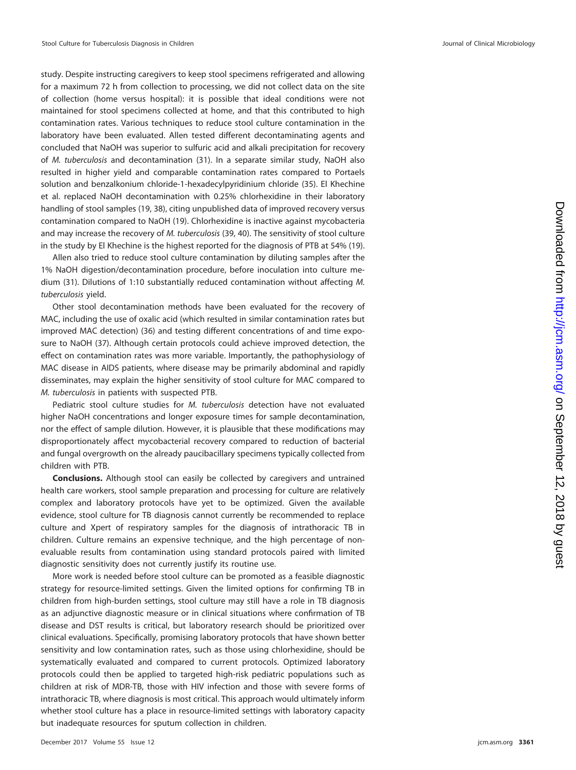study. Despite instructing caregivers to keep stool specimens refrigerated and allowing for a maximum 72 h from collection to processing, we did not collect data on the site of collection (home versus hospital): it is possible that ideal conditions were not maintained for stool specimens collected at home, and that this contributed to high contamination rates. Various techniques to reduce stool culture contamination in the laboratory have been evaluated. Allen tested different decontaminating agents and concluded that NaOH was superior to sulfuric acid and alkali precipitation for recovery of *M. tuberculosis* and decontamination (31). In a separate similar study, NaOH also resulted in higher yield and comparable contamination rates compared to Portaels solution and benzalkonium chloride-1-hexadecylpyridinium chloride (35). El Khechine et al. replaced NaOH decontamination with 0.25% chlorhexidine in their laboratory handling of stool samples (19, 38), citing unpublished data of improved recovery versus contamination compared to NaOH (19). Chlorhexidine is inactive against mycobacteria and may increase the recovery of *M. tuberculosis* (39, 40). The sensitivity of stool culture in the study by El Khechine is the highest reported for the diagnosis of PTB at 54% (19).

Allen also tried to reduce stool culture contamination by diluting samples after the 1% NaOH digestion/decontamination procedure, before inoculation into culture medium (31). Dilutions of 1:10 substantially reduced contamination without affecting *M. tuberculosis* yield.

Other stool decontamination methods have been evaluated for the recovery of MAC, including the use of oxalic acid (which resulted in similar contamination rates but improved MAC detection) (36) and testing different concentrations of and time exposure to NaOH (37). Although certain protocols could achieve improved detection, the effect on contamination rates was more variable. Importantly, the pathophysiology of MAC disease in AIDS patients, where disease may be primarily abdominal and rapidly disseminates, may explain the higher sensitivity of stool culture for MAC compared to *M. tuberculosis* in patients with suspected PTB.

Pediatric stool culture studies for *M. tuberculosis* detection have not evaluated higher NaOH concentrations and longer exposure times for sample decontamination, nor the effect of sample dilution. However, it is plausible that these modifications may disproportionately affect mycobacterial recovery compared to reduction of bacterial and fungal overgrowth on the already paucibacillary specimens typically collected from children with PTB.

**Conclusions.** Although stool can easily be collected by caregivers and untrained health care workers, stool sample preparation and processing for culture are relatively complex and laboratory protocols have yet to be optimized. Given the available evidence, stool culture for TB diagnosis cannot currently be recommended to replace culture and Xpert of respiratory samples for the diagnosis of intrathoracic TB in children. Culture remains an expensive technique, and the high percentage of non-evaluable results from contamination using standard protocols paired with limited diagnostic sensitivity does not currently justify its routine use.

More work is needed before stool culture can be promoted as a feasible diagnostic strategy for resource-limited settings. Given the limited options for confirming TB in children from high-burden settings, stool culture may still have a role in TB diagnosis as an adjunctive diagnostic measure or in clinical situations where confirmation of TB disease and DST results is critical, but laboratory research should be prioritized over clinical evaluations. Specifically, promising laboratory protocols that have shown better sensitivity and low contamination rates, such as those using chlorhexidine, should be systematically evaluated and compared to current protocols. Optimized laboratory protocols could then be applied to targeted high-risk pediatric populations such as children at risk of MDR-TB, those with HIV infection and those with severe forms of intrathoracic TB, where diagnosis is most critical. This approach would ultimately inform whether stool culture has a place in resource-limited settings with laboratory capacity but inadequate resources for sputum collection in children.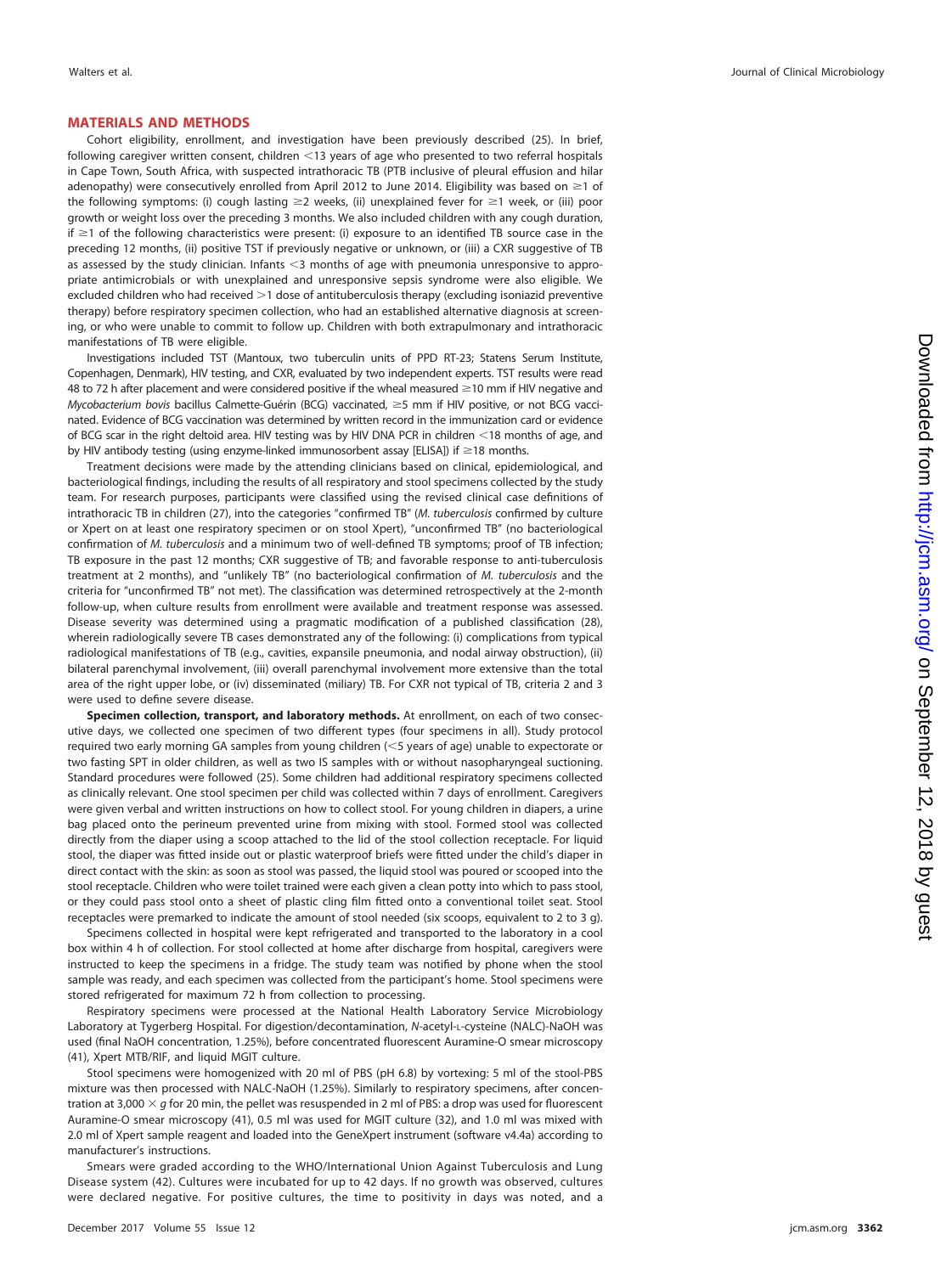## MATERIALS AND METHODS

Cohort eligibility, enrollment, and investigation have been previously described (25). In brief, following caregiver written consent, children <13 years of age who presented to two referral hospitals in Cape Town, South Africa, with suspected intrathoracic TB (PTB inclusive of pleural effusion and hilar adenopathy) were consecutively enrolled from April 2012 to June 2014. Eligibility was based on ≥1 of the following symptoms: (i) cough lasting ≥2 weeks, (ii) unexplained fever for ≥1 week, or (iii) poor growth or weight loss over the preceding 3 months. We also included children with any cough duration, if ≥1 of the following characteristics were present: (i) exposure to an identified TB source case in the preceding 12 months, (ii) positive TST if previously negative or unknown, or (iii) a CXR suggestive of TB as assessed by the study clinician. Infants <3 months of age with pneumonia unresponsive to appropriate antimicrobials or with unexplained and unresponsive sepsis syndrome were also eligible. We excluded children who had received >1 dose of antituberculosis therapy (excluding isoniazid preventive therapy) before respiratory specimen collection, who had an established alternative diagnosis at screening, or who were unable to commit to follow up. Children with both extrapulmonary and intrathoracic manifestations of TB were eligible.

Investigations included TST (Mantoux, two tuberculin units of PPD RT-23; Statens Serum Institute, Copenhagen, Denmark), HIV testing, and CXR, evaluated by two independent experts. TST results were read 48 to 72 h after placement and were considered positive if the wheal measured ≥10 mm if HIV negative and *Mycobacterium bovis* bacillus Calmette-Guérin (BCG) vaccinated, ≥5 mm if HIV positive, or not BCG vaccinated. Evidence of BCG vaccination was determined by written record in the immunization card or evidence of BCG scar in the right deltoid area. HIV testing was by HIV DNA PCR in children <18 months of age, and by HIV antibody testing (using enzyme-linked immunosorbent assay [ELISA]) if ≥18 months.

Treatment decisions were made by the attending clinicians based on clinical, epidemiological, and bacteriological findings, including the results of all respiratory and stool specimens collected by the study team. For research purposes, participants were classified using the revised clinical case definitions of intrathoracic TB in children (27), into the categories "confirmed TB" (*M. tuberculosis* confirmed by culture or Xpert on at least one respiratory specimen or on stool Xpert), "unconfirmed TB" (no bacteriological confirmation of *M. tuberculosis* and a minimum two of well-defined TB symptoms; proof of TB infection; TB exposure in the past 12 months; CXR suggestive of TB; and favorable response to anti-tuberculosis treatment at 2 months), and "unlikely TB" (no bacteriological confirmation of *M. tuberculosis* and the criteria for "unconfirmed TB" not met). The classification was determined retrospectively at the 2-month follow-up, when culture results from enrollment were available and treatment response was assessed. Disease severity was determined using a pragmatic modification of a published classification (28), wherein radiologically severe TB cases demonstrated any of the following: (i) complications from typical radiological manifestations of TB (e.g., cavities, expansile pneumonia, and nodal airway obstruction), (ii) bilateral parenchymal involvement, (iii) overall parenchymal involvement more extensive than the total area of the right upper lobe, or (iv) disseminated (miliary) TB. For CXR not typical of TB, criteria 2 and 3 were used to define severe disease.

**Specimen collection, transport, and laboratory methods.** At enrollment, on each of two consecutive days, we collected one specimen of two different types (four specimens in all). Study protocol required two early morning GA samples from young children (<5 years of age) unable to expectorate or two fasting SPT in older children, as well as two IS samples with or without nasopharyngeal suctioning. Standard procedures were followed (25). Some children had additional respiratory specimens collected as clinically relevant. One stool specimen per child was collected within 7 days of enrollment. Caregivers were given verbal and written instructions on how to collect stool. For young children in diapers, a urine bag placed onto the perineum prevented urine from mixing with stool. Formed stool was collected directly from the diaper using a scoop attached to the lid of the stool collection receptacle. For liquid stool, the diaper was fitted inside out or plastic waterproof briefs were fitted under the child's diaper in direct contact with the skin: as soon as stool was passed, the liquid stool was poured or scooped into the stool receptacle. Children who were toilet trained were each given a clean potty into which to pass stool, or they could pass stool onto a sheet of plastic cling film fitted onto a conventional toilet seat. Stool receptacles were premarked to indicate the amount of stool needed (six scoops, equivalent to 2 to 3 g).

Specimens collected in hospital were kept refrigerated and transported to the laboratory in a cool box within 4 h of collection. For stool collected at home after discharge from hospital, caregivers were instructed to keep the specimens in a fridge. The study team was notified by phone when the stool sample was ready, and each specimen was collected from the participant's home. Stool specimens were stored refrigerated for maximum 72 h from collection to processing.

Respiratory specimens were processed at the National Health Laboratory Service Microbiology Laboratory at Tygerberg Hospital. For digestion/decontamination, *N*-acetyl-L-cysteine (NALC)-NaOH was used (final NaOH concentration, 1.25%), before concentrated fluorescent Auramine-O smear microscopy (41), Xpert MTB/RIF, and liquid MGIT culture.

Stool specimens were homogenized with 20 ml of PBS (pH 6.8) by vortexing: 5 ml of the stool-PBS mixture was then processed with NALC-NaOH (1.25%). Similarly to respiratory specimens, after concentration at 3,000 × *g* for 20 min, the pellet was resuspended in 2 ml of PBS: a drop was used for fluorescent Auramine-O smear microscopy (41), 0.5 ml was used for MGIT culture (32), and 1.0 ml was mixed with 2.0 ml of Xpert sample reagent and loaded into the GeneXpert instrument (software v4.4a) according to manufacturer's instructions.

Smears were graded according to the WHO/International Union Against Tuberculosis and Lung Disease system (42). Cultures were incubated for up to 42 days. If no growth was observed, cultures were declared negative. For positive cultures, the time to positivity in days was noted, and a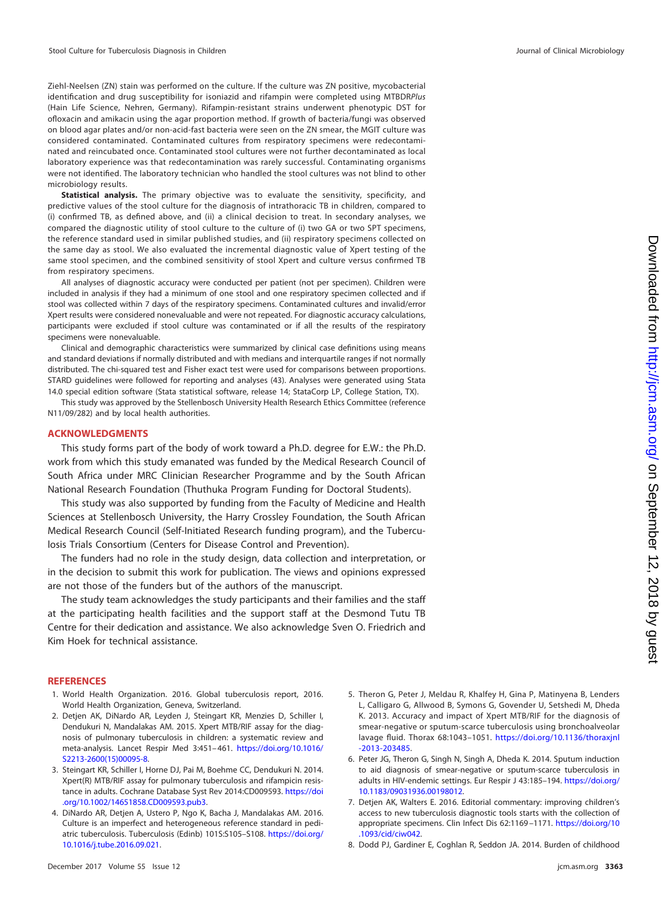Ziehl-Neelsen (ZN) stain was performed on the culture. If the culture was ZN positive, mycobacterial identification and drug susceptibility for isoniazid and rifampin were completed using MTBDR*Plus* (Hain Life Science, Nehren, Germany). Rifampin-resistant strains underwent phenotypic DST for ofloxacin and amikacin using the agar proportion method. If growth of bacteria/fungi was observed on blood agar plates and/or non-acid-fast bacteria were seen on the ZN smear, the MGIT culture was considered contaminated. Contaminated cultures from respiratory specimens were redecontaminated and reincubated once. Contaminated stool cultures were not further decontaminated as local laboratory experience was that redecontamination was rarely successful. Contaminating organisms were not identified. The laboratory technician who handled the stool cultures was not blind to other microbiology results.

**Statistical analysis.** The primary objective was to evaluate the sensitivity, specificity, and predictive values of the stool culture for the diagnosis of intrathoracic TB in children, compared to (i) confirmed TB, as defined above, and (ii) a clinical decision to treat. In secondary analyses, we compared the diagnostic utility of stool culture to the culture of (i) two GA or two SPT specimens, the reference standard used in similar published studies, and (ii) respiratory specimens collected on the same day as stool. We also evaluated the incremental diagnostic value of Xpert testing of the same stool specimen, and the combined sensitivity of stool Xpert and culture versus confirmed TB from respiratory specimens.

All analyses of diagnostic accuracy were conducted per patient (not per specimen). Children were included in analysis if they had a minimum of one stool and one respiratory specimen collected and if stool was collected within 7 days of the respiratory specimens. Contaminated cultures and invalid/error Xpert results were considered nonevaluable and were not repeated. For diagnostic accuracy calculations, participants were excluded if stool culture was contaminated or if all the results of the respiratory specimens were nonevaluable.

Clinical and demographic characteristics were summarized by clinical case definitions using means and standard deviations if normally distributed and with medians and interquartile ranges if not normally distributed. The chi-squared test and Fisher exact test were used for comparisons between proportions. STARD guidelines were followed for reporting and analyses (43). Analyses were generated using Stata 14.0 special edition software (Stata statistical software, release 14; StataCorp LP, College Station, TX).

This study was approved by the Stellenbosch University Health Research Ethics Committee (reference N11/09/282) and by local health authorities.

## ACKNOWLEDGMENTS

This study forms part of the body of work toward a Ph.D. degree for E.W.: the Ph.D. work from which this study emanated was funded by the Medical Research Council of South Africa under MRC Clinician Researcher Programme and by the South African National Research Foundation (Thuthuka Program Funding for Doctoral Students).

This study was also supported by funding from the Faculty of Medicine and Health Sciences at Stellenbosch University, the Harry Crossley Foundation, the South African Medical Research Council (Self-Initiated Research funding program), and the Tuberculosis Trials Consortium (Centers for Disease Control and Prevention).

The funders had no role in the study design, data collection and interpretation, or in the decision to submit this work for publication. The views and opinions expressed are not those of the funders but of the authors of the manuscript.

The study team acknowledges the study participants and their families and the staff at the participating health facilities and the support staff at the Desmond Tutu TB Centre for their dedication and assistance. We also acknowledge Sven O. Friedrich and Kim Hoek for technical assistance.

## REFERENCES

1. World Health Organization. 2016. Global tuberculosis report, 2016. World Health Organization, Geneva, Switzerland.
2. Detjen AK, DiNardo AR, Leyden J, Steingart KR, Menzies D, Schiller I, Dendukuri N, Mandalakas AM. 2015. Xpert MTB/RIF assay for the diagnosis of pulmonary tuberculosis in children: a systematic review and meta-analysis. Lancet Respir Med 3:451–461. https://doi.org/10.1016/S2213-2600(15)00095-8.
3. Steingart KR, Schiller I, Horne DJ, Pai M, Boehme CC, Dendukuri N. 2014. Xpert(R) MTB/RIF assay for pulmonary tuberculosis and rifampicin resistance in adults. Cochrane Database Syst Rev 2014:CD009593. https://doi.org/10.1002/14651858.CD009593.pub3.
4. DiNardo AR, Detjen A, Ustero P, Ngo K, Bacha J, Mandalakas AM. 2016. Culture is an imperfect and heterogeneous reference standard in pediatric tuberculosis. Tuberculosis (Edinb) 101S:S105–S108. https://doi.org/10.1016/j.tube.2016.09.021.
5. Theron G, Peter J, Meldau R, Khalfey H, Gina P, Matinyena B, Lenders L, Calligaro G, Allwood B, Symons G, Govender U, Setshedi M, Dheda K. 2013. Accuracy and impact of Xpert MTB/RIF for the diagnosis of smear-negative or sputum-scarce tuberculosis using bronchoalveolar lavage fluid. Thorax 68:1043–1051. https://doi.org/10.1136/thoraxjnl-2013-203485.
6. Peter JG, Theron G, Singh N, Singh A, Dheda K. 2014. Sputum induction to aid diagnosis of smear-negative or sputum-scarce tuberculosis in adults in HIV-endemic settings. Eur Respir J 43:185–194. https://doi.org/10.1183/09031936.00198012.
7. Detjen AK, Walters E. 2016. Editorial commentary: improving children's access to new tuberculosis diagnostic tools starts with the collection of appropriate specimens. Clin Infect Dis 62:1169–1171. https://doi.org/10.1093/cid/ciw042.
8. Dodd PJ, Gardiner E, Coghlan R, Seddon JA. 2014. Burden of childhood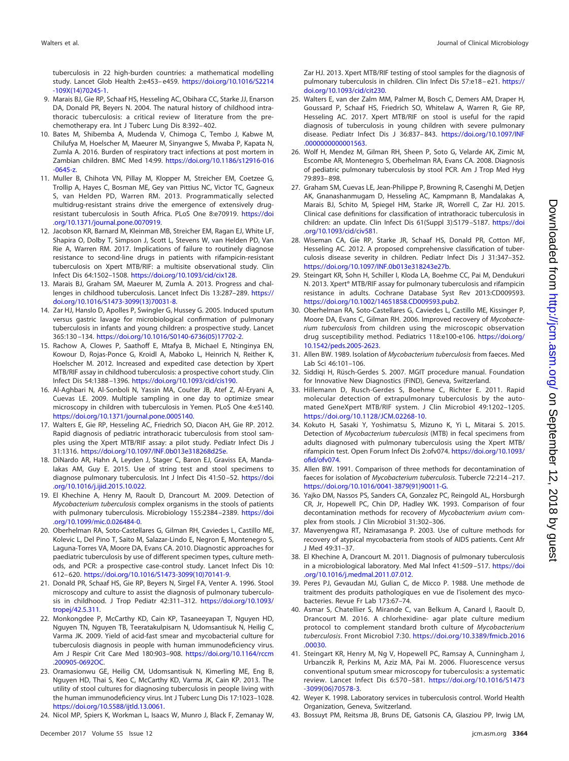tuberculosis in 22 high-burden countries: a mathematical modelling study. Lancet Glob Health 2:e453–e459. https://doi.org/10.1016/S2214-109X(14)70245-1.

9. Marais BJ, Gie RP, Schaaf HS, Hesseling AC, Obihara CC, Starke JJ, Enarson DA, Donald PR, Beyers N. 2004. The natural history of childhood intrathoracic tuberculosis: a critical review of literature from the pre-chemotherapy era. Int J Tuberc Lung Dis 8:392–402.
10. Bates M, Shibemba A, Mudenda V, Chimoga C, Tembo J, Kabwe M, Chilufya M, Hoelscher M, Maeurer M, Sinyangwe S, Mwaba P, Kapata N, Zumla A. 2016. Burden of respiratory tract infections at post mortem in Zambian children. BMC Med 14:99. https://doi.org/10.1186/s12916-016-0645-z.
11. Muller B, Chihota VN, Pillay M, Klopper M, Streicher EM, Coetzee G, Trollip A, Hayes C, Bosman ME, Gey van Pittius NC, Victor TC, Gagneux S, van Helden PD, Warren RM. 2013. Programmatically selected multidrug-resistant strains drive the emergence of extensively drug-resistant tuberculosis in South Africa. PLoS One 8:e70919. https://doi.org/10.1371/journal.pone.0070919.
12. Jacobson KR, Barnard M, Kleinman MB, Streicher EM, Ragan EJ, White LF, Shapira O, Dolby T, Simpson J, Scott L, Stevens W, van Helden PD, Van Rie A, Warren RM. 2017. Implications of failure to routinely diagnose resistance to second-line drugs in patients with rifampicin-resistant tuberculosis on Xpert MTB/RIF: a multisite observational study. Clin Infect Dis 64:1502–1508. https://doi.org/10.1093/cid/cix128.
13. Marais BJ, Graham SM, Maeurer M, Zumla A. 2013. Progress and challenges in childhood tuberculosis. Lancet Infect Dis 13:287–289. https://doi.org/10.1016/S1473-3099(13)70031-8.
14. Zar HJ, Hanslo D, Apolles P, Swingler G, Hussey G. 2005. Induced sputum versus gastric lavage for microbiological confirmation of pulmonary tuberculosis in infants and young children: a prospective study. Lancet 365:130–134. https://doi.org/10.1016/S0140-6736(05)17702-2.
15. Rachow A, Clowes P, Saathoff E, Mtafya B, Michael E, Ntinginya EN, Kowour D, Rojas-Ponce G, Kroidl A, Maboko L, Heinrich N, Reither K, Hoelscher M. 2012. Increased and expedited case detection by Xpert MTB/RIF assay in childhood tuberculosis: a prospective cohort study. Clin Infect Dis 54:1388–1396. https://doi.org/10.1093/cid/cis190.
16. Al-Aghbari N, Al-Sonboli N, Yassin MA, Coulter JB, Atef Z, Al-Eryani A, Cuevas LE. 2009. Multiple sampling in one day to optimize smear microscopy in children with tuberculosis in Yemen. PLoS One 4:e5140. https://doi.org/10.1371/journal.pone.0005140.
17. Walters E, Gie RP, Hesseling AC, Friedrich SO, Diacon AH, Gie RP. 2012. Rapid diagnosis of pediatric intrathoracic tuberculosis from stool samples using the Xpert MTB/RIF assay: a pilot study. Pediatr Infect Dis J 31:1316. https://doi.org/10.1097/INF.0b013e318268d25e.
18. DiNardo AR, Hahn A, Leyden J, Stager C, Baron EJ, Graviss EA, Mandalakas AM, Guy E. 2015. Use of string test and stool specimens to diagnose pulmonary tuberculosis. Int J Infect Dis 41:50–52. https://doi.org/10.1016/j.ijid.2015.10.022.
19. El Khechine A, Henry M, Raoult D, Drancourt M. 2009. Detection of *Mycobacterium tuberculosis* complex organisms in the stools of patients with pulmonary tuberculosis. Microbiology 155:2384–2389. https://doi.org/10.1099/mic.0.026484-0.
20. Oberhelman RA, Soto-Castellares G, Gilman RH, Caviedes L, Castillo ME, Kolevic L, Del Pino T, Saito M, Salazar-Lindo E, Negron E, Montenegro S, Laguna-Torres VA, Moore DA, Evans CA. 2010. Diagnostic approaches for paediatric tuberculosis by use of different specimen types, culture methods, and PCR: a prospective case-control study. Lancet Infect Dis 10:612–620. https://doi.org/10.1016/S1473-3099(10)70141-9.
21. Donald PR, Schaaf HS, Gie RP, Beyers N, Sirgel FA, Venter A. 1996. Stool microscopy and culture to assist the diagnosis of pulmonary tuberculosis in childhood. J Trop Pediatr 42:311–312. https://doi.org/10.1093/tropej/42.5.311.
22. Monkongdee P, McCarthy KD, Cain KP, Tasaneeyapan T, Nguyen HD, Nguyen TN, Nguyen TB, Teeratakulpisarn N, Udomsantisuk N, Heilig C, Varma JK. 2009. Yield of acid-fast smear and mycobacterial culture for tuberculosis diagnosis in people with human immunodeficiency virus. Am J Respir Crit Care Med 180:903–908. https://doi.org/10.1164/rccm.200905-0692OC.
23. Oramasionwu GE, Heilig CM, Udomsantisuk N, Kimerling ME, Eng B, Nguyen HD, Thai S, Keo C, McCarthy KD, Varma JK, Cain KP. 2013. The utility of stool cultures for diagnosing tuberculosis in people living with the human immunodeficiency virus. Int J Tuberc Lung Dis 17:1023–1028. https://doi.org/10.5588/ijtld.13.0061.
24. Nicol MP, Spiers K, Workman L, Isaacs W, Munro J, Black F, Zemanay W, Zar HJ. 2013. Xpert MTB/RIF testing of stool samples for the diagnosis of pulmonary tuberculosis in children. Clin Infect Dis 57:e18–e21. https://doi.org/10.1093/cid/cit230.
25. Walters E, van der Zalm MM, Palmer M, Bosch C, Demers AM, Draper H, Goussard P, Schaaf HS, Friedrich SO, Whitelaw A, Warren R, Gie RP, Hesseling AC. 2017. Xpert MTB/RIF on stool is useful for the rapid diagnosis of tuberculosis in young children with severe pulmonary disease. Pediatr Infect Dis J 36:837–843. https://doi.org/10.1097/INF.0000000000001563.
26. Wolf H, Mendez M, Gilman RH, Sheen P, Soto G, Velarde AK, Zimic M, Escombe AR, Montenegro S, Oberhelman RA, Evans CA. 2008. Diagnosis of pediatric pulmonary tuberculosis by stool PCR. Am J Trop Med Hyg 79:893–898.
27. Graham SM, Cuevas LE, Jean-Philippe P, Browning R, Casenghi M, Detjen AK, Gnanashanmugam D, Hesseling AC, Kampmann B, Mandalakas A, Marais BJ, Schito M, Spiegel HM, Starke JR, Worrell C, Zar HJ. 2015. Clinical case definitions for classification of intrathoracic tuberculosis in children: an update. Clin Infect Dis 61(Suppl 3):S179–S187. https://doi.org/10.1093/cid/civ581.
28. Wiseman CA, Gie RP, Starke JR, Schaaf HS, Donald PR, Cotton MF, Hesseling AC. 2012. A proposed comprehensive classification of tuberculosis disease severity in children. Pediatr Infect Dis J 31:347–352. https://doi.org/10.1097/INF.0b013e318243e27b.
29. Steingart KR, Sohn H, Schiller I, Kloda LA, Boehme CC, Pai M, Dendukuri N. 2013. Xpert® MTB/RIF assay for pulmonary tuberculosis and rifampicin resistance in adults. Cochrane Database Syst Rev 2013:CD009593. https://doi.org/10.1002/14651858.CD009593.pub2.
30. Oberhelman RA, Soto-Castellares G, Caviedes L, Castillo ME, Kissinger P, Moore DA, Evans C, Gilman RH. 2006. Improved recovery of *Mycobacterium tuberculosis* from children using the microscopic observation drug susceptibility method. Pediatrics 118:e100-e106. https://doi.org/10.1542/peds.2005-2623.
31. Allen BW. 1989. Isolation of *Mycobacterium tuberculosis* from faeces. Med Lab Sci 46:101–106.
32. Siddiqi H, Rüsch-Gerdes S. 2007. MGIT procedure manual. Foundation for Innovative New Diagnostics (FIND), Geneva, Switzerland.
33. Hillemann D, Rusch-Gerdes S, Boehme C, Richter E. 2011. Rapid molecular detection of extrapulmonary tuberculosis by the automated GeneXpert MTB/RIF system. J Clin Microbiol 49:1202–1205. https://doi.org/10.1128/JCM.02268-10.
34. Kokuto H, Sasaki Y, Yoshimatsu S, Mizuno K, Yi L, Mitarai S. 2015. Detection of *Mycobacterium tuberculosis* (MTB) in fecal specimens from adults diagnosed with pulmonary tuberculosis using the Xpert MTB/rifampicin test. Open Forum Infect Dis 2:ofv074. https://doi.org/10.1093/ofid/ofv074.
35. Allen BW. 1991. Comparison of three methods for decontamination of faeces for isolation of *Mycobacterium tuberculosis*. Tubercle 72:214–217. https://doi.org/10.1016/0041-3879(91)90011-G.
36. Yajko DM, Nassos PS, Sanders CA, Gonzalez PC, Reingold AL, Horsburgh CR, Jr, Hopewell PC, Chin DP, Hadley WK. 1993. Comparison of four decontamination methods for recovery of *Mycobacterium avium* complex from stools. J Clin Microbiol 31:302–306.
37. Mavenyengwa RT, Nziramasanga P. 2003. Use of culture methods for recovery of atypical mycobacteria from stools of AIDS patients. Cent Afr J Med 49:31–37.
38. El Khechine A, Drancourt M. 2011. Diagnosis of pulmonary tuberculosis in a microbiological laboratory. Med Mal Infect 41:509–517. https://doi.org/10.1016/j.medmal.2011.07.012.
39. Peres PJ, Gevaudan MJ, Gulian C, de Micco P. 1988. Une methode de traitment des produits pathologiques en vue de l'isolement des mycobacteries. Revue Fr Lab 173:67–74.
40. Asmar S, Chatellier S, Mirande C, van Belkum A, Canard I, Raoult D, Drancourt M. 2016. A chlorhexidine- agar plate culture medium protocol to complement standard broth culture of *Mycobacterium tuberculosis*. Front Microbiol 7:30. https://doi.org/10.3389/fmicb.2016.00030.
41. Steingart KR, Henry M, Ng V, Hopewell PC, Ramsay A, Cunningham J, Urbanczik R, Perkins M, Aziz MA, Pai M. 2006. Fluorescence versus conventional sputum smear microscopy for tuberculosis: a systematic review. Lancet Infect Dis 6:570–581. https://doi.org/10.1016/S1473-3099(06)70578-3.
42. Weyer K. 1998. Laboratory services in tuberculosis control. World Health Organization, Geneva, Switzerland.
43. Bossuyt PM, Reitsma JB, Bruns DE, Gatsonis CA, Glasziou PP, Irwig LM,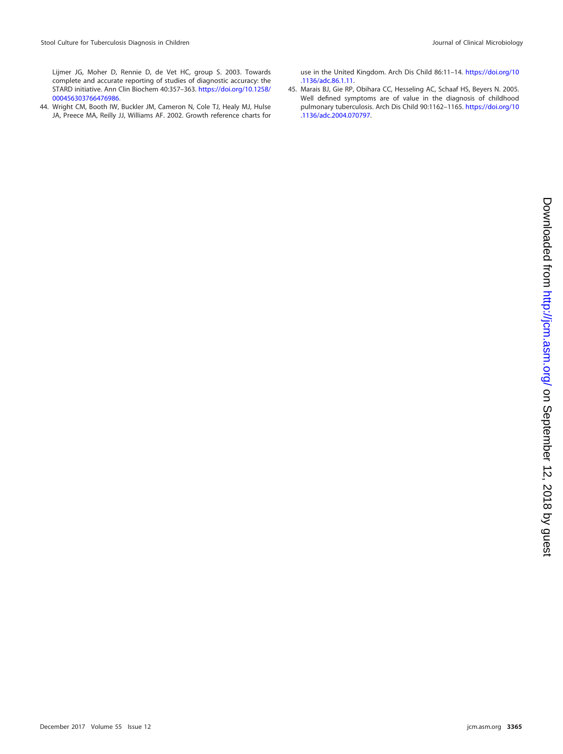Lijmer JG, Moher D, Rennie D, de Vet HC, group S. 2003. Towards complete and accurate reporting of studies of diagnostic accuracy: the STARD initiative. Ann Clin Biochem 40:357–363. https://doi.org/10.1258/000456303766476986.

44. Wright CM, Booth IW, Buckler JM, Cameron N, Cole TJ, Healy MJ, Hulse JA, Preece MA, Reilly JJ, Williams AF. 2002. Growth reference charts for use in the United Kingdom. Arch Dis Child 86:11–14. https://doi.org/10.1136/adc.86.1.11.
45. Marais BJ, Gie RP, Obihara CC, Hesseling AC, Schaaf HS, Beyers N. 2005. Well defined symptoms are of value in the diagnosis of childhood pulmonary tuberculosis. Arch Dis Child 90:1162–1165. https://doi.org/10.1136/adc.2004.070797.